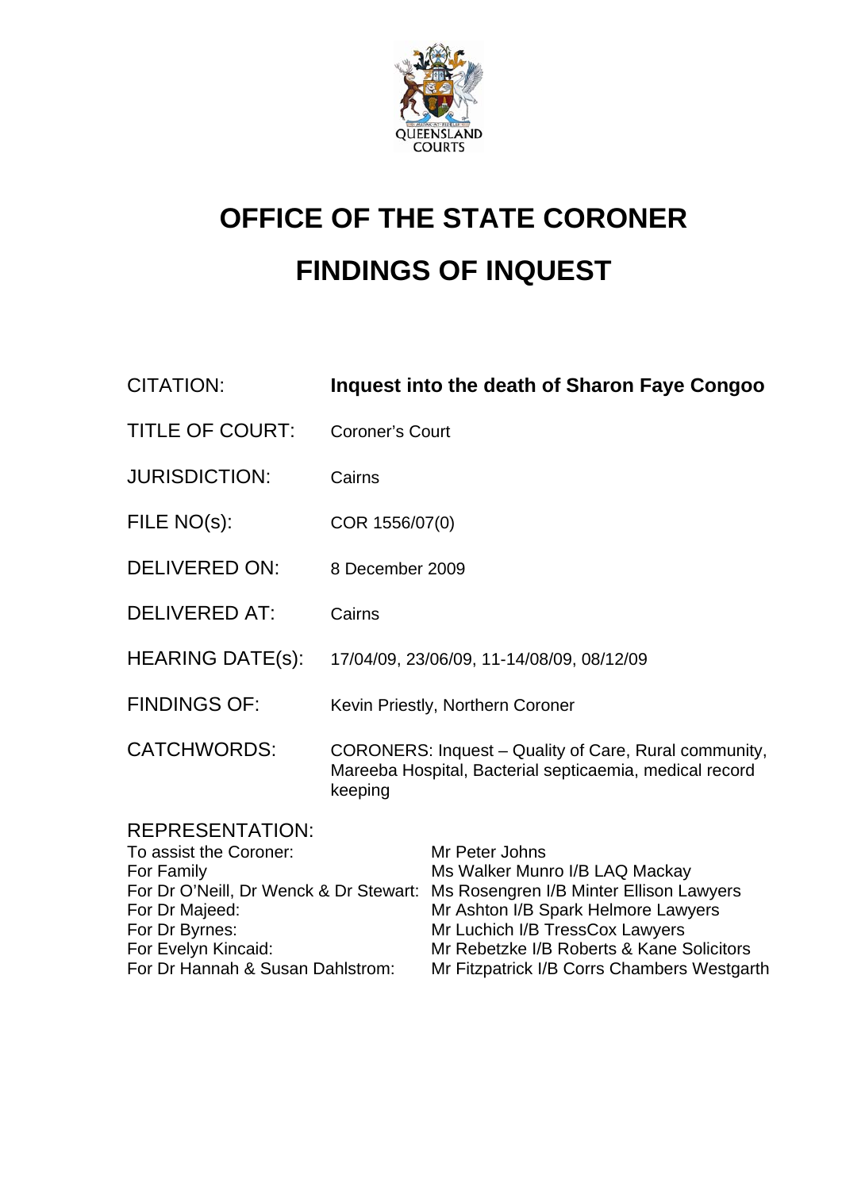QUEENSLAND COURTS

# OFFICE OF THE STATE CORONER

# FINDINGS OF INQUEST

| | |
|---|---|
| CITATION: | **Inquest into the death of Sharon Faye Congoo** |
| TITLE OF COURT: | Coroner's Court |
| JURISDICTION: | Cairns |
| FILE NO(s): | COR 1556/07(0) |
| DELIVERED ON: | 8 December 2009 |
| DELIVERED AT: | Cairns |
| HEARING DATE(s): | 17/04/09, 23/06/09, 11-14/08/09, 08/12/09 |
| FINDINGS OF: | Kevin Priestly, Northern Coroner |
| CATCHWORDS: | CORONERS: Inquest – Quality of Care, Rural community, Mareeba Hospital, Bacterial septicaemia, medical record keeping |

REPRESENTATION:

| | |
|---|---|
| To assist the Coroner: | Mr Peter Johns |
| For Family | Ms Walker Munro I/B LAQ Mackay |
| For Dr O'Neill, Dr Wenck & Dr Stewart: | Ms Rosengren I/B Minter Ellison Lawyers |
| For Dr Majeed: | Mr Ashton I/B Spark Helmore Lawyers |
| For Dr Byrnes: | Mr Luchich I/B TressCox Lawyers |
| For Evelyn Kincaid: | Mr Rebetzke I/B Roberts & Kane Solicitors |
| For Dr Hannah & Susan Dahlstrom: | Mr Fitzpatrick I/B Corrs Chambers Westgarth |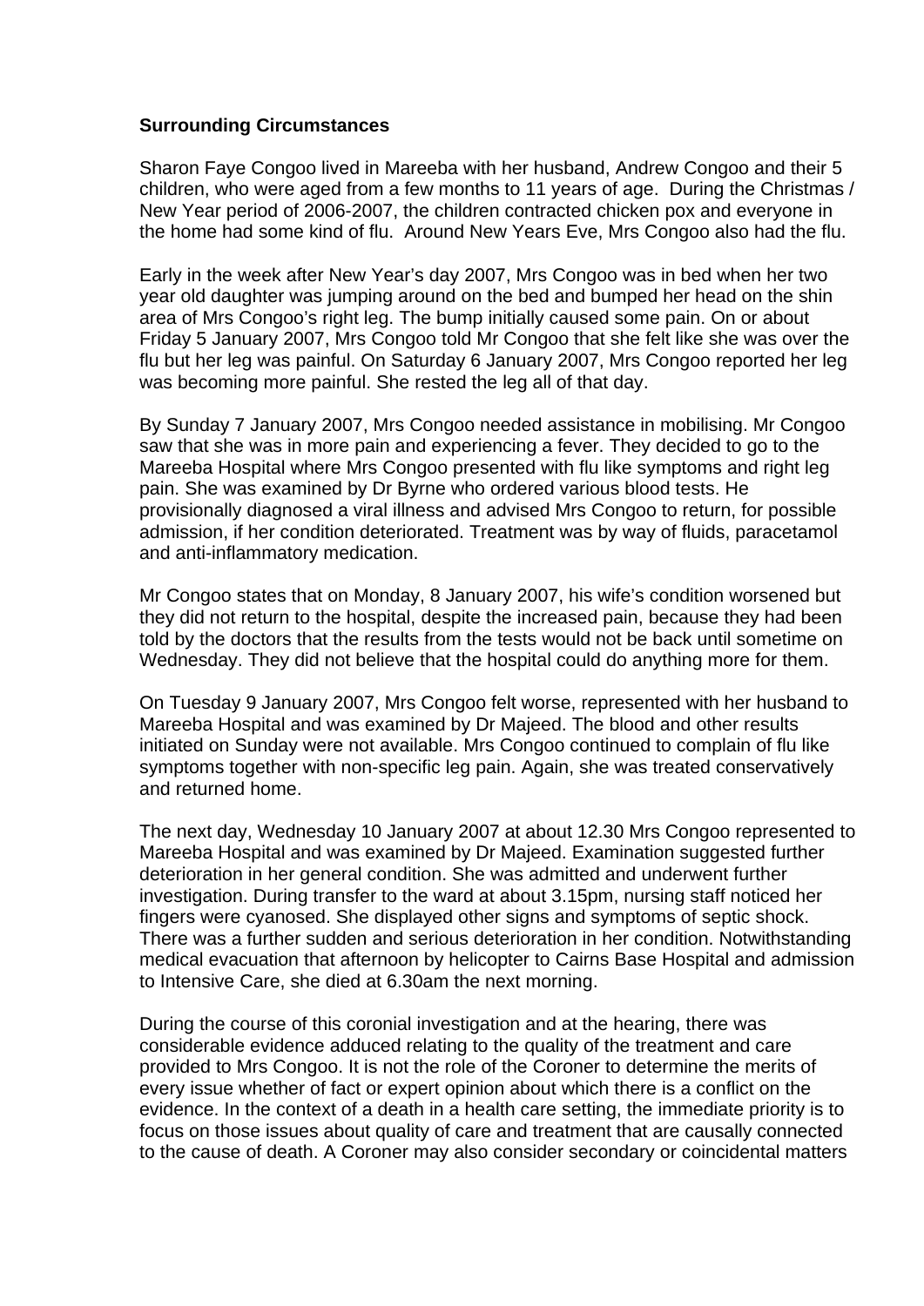**Surrounding Circumstances**

Sharon Faye Congoo lived in Mareeba with her husband, Andrew Congoo and their 5 children, who were aged from a few months to 11 years of age. During the Christmas / New Year period of 2006-2007, the children contracted chicken pox and everyone in the home had some kind of flu. Around New Years Eve, Mrs Congoo also had the flu.

Early in the week after New Year's day 2007, Mrs Congoo was in bed when her two year old daughter was jumping around on the bed and bumped her head on the shin area of Mrs Congoo's right leg. The bump initially caused some pain. On or about Friday 5 January 2007, Mrs Congoo told Mr Congoo that she felt like she was over the flu but her leg was painful. On Saturday 6 January 2007, Mrs Congoo reported her leg was becoming more painful. She rested the leg all of that day.

By Sunday 7 January 2007, Mrs Congoo needed assistance in mobilising. Mr Congoo saw that she was in more pain and experiencing a fever. They decided to go to the Mareeba Hospital where Mrs Congoo presented with flu like symptoms and right leg pain. She was examined by Dr Byrne who ordered various blood tests. He provisionally diagnosed a viral illness and advised Mrs Congoo to return, for possible admission, if her condition deteriorated. Treatment was by way of fluids, paracetamol and anti-inflammatory medication.

Mr Congoo states that on Monday, 8 January 2007, his wife's condition worsened but they did not return to the hospital, despite the increased pain, because they had been told by the doctors that the results from the tests would not be back until sometime on Wednesday. They did not believe that the hospital could do anything more for them.

On Tuesday 9 January 2007, Mrs Congoo felt worse, represented with her husband to Mareeba Hospital and was examined by Dr Majeed. The blood and other results initiated on Sunday were not available. Mrs Congoo continued to complain of flu like symptoms together with non-specific leg pain. Again, she was treated conservatively and returned home.

The next day, Wednesday 10 January 2007 at about 12.30 Mrs Congoo represented to Mareeba Hospital and was examined by Dr Majeed. Examination suggested further deterioration in her general condition. She was admitted and underwent further investigation. During transfer to the ward at about 3.15pm, nursing staff noticed her fingers were cyanosed. She displayed other signs and symptoms of septic shock. There was a further sudden and serious deterioration in her condition. Notwithstanding medical evacuation that afternoon by helicopter to Cairns Base Hospital and admission to Intensive Care, she died at 6.30am the next morning.

During the course of this coronial investigation and at the hearing, there was considerable evidence adduced relating to the quality of the treatment and care provided to Mrs Congoo. It is not the role of the Coroner to determine the merits of every issue whether of fact or expert opinion about which there is a conflict on the evidence. In the context of a death in a health care setting, the immediate priority is to focus on those issues about quality of care and treatment that are causally connected to the cause of death. A Coroner may also consider secondary or coincidental matters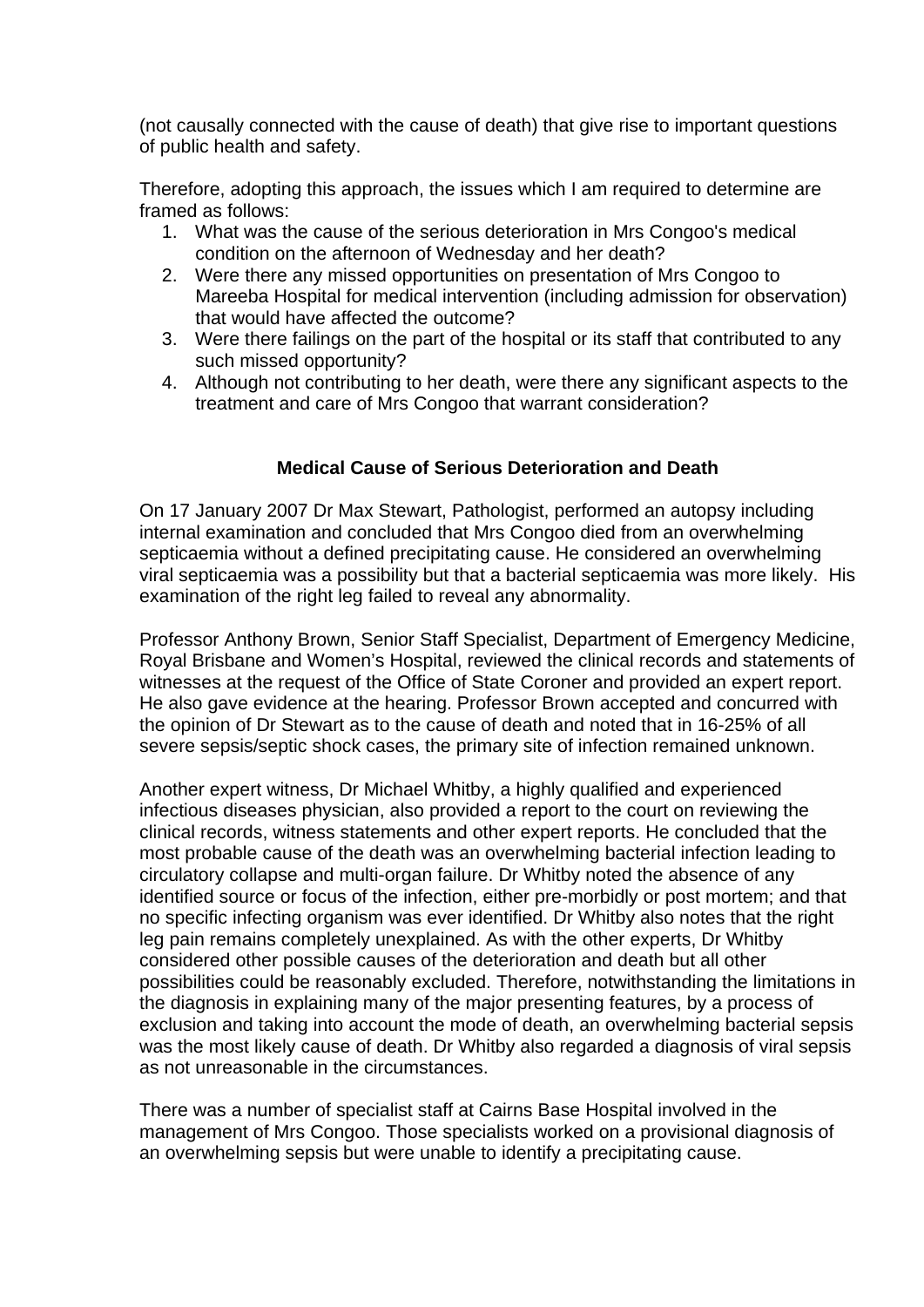(not causally connected with the cause of death) that give rise to important questions of public health and safety.

Therefore, adopting this approach, the issues which I am required to determine are framed as follows:

1. What was the cause of the serious deterioration in Mrs Congoo's medical condition on the afternoon of Wednesday and her death?
2. Were there any missed opportunities on presentation of Mrs Congoo to Mareeba Hospital for medical intervention (including admission for observation) that would have affected the outcome?
3. Were there failings on the part of the hospital or its staff that contributed to any such missed opportunity?
4. Although not contributing to her death, were there any significant aspects to the treatment and care of Mrs Congoo that warrant consideration?

## Medical Cause of Serious Deterioration and Death

On 17 January 2007 Dr Max Stewart, Pathologist, performed an autopsy including internal examination and concluded that Mrs Congoo died from an overwhelming septicaemia without a defined precipitating cause. He considered an overwhelming viral septicaemia was a possibility but that a bacterial septicaemia was more likely. His examination of the right leg failed to reveal any abnormality.

Professor Anthony Brown, Senior Staff Specialist, Department of Emergency Medicine, Royal Brisbane and Women's Hospital, reviewed the clinical records and statements of witnesses at the request of the Office of State Coroner and provided an expert report. He also gave evidence at the hearing. Professor Brown accepted and concurred with the opinion of Dr Stewart as to the cause of death and noted that in 16-25% of all severe sepsis/septic shock cases, the primary site of infection remained unknown.

Another expert witness, Dr Michael Whitby, a highly qualified and experienced infectious diseases physician, also provided a report to the court on reviewing the clinical records, witness statements and other expert reports. He concluded that the most probable cause of the death was an overwhelming bacterial infection leading to circulatory collapse and multi-organ failure. Dr Whitby noted the absence of any identified source or focus of the infection, either pre-morbidly or post mortem; and that no specific infecting organism was ever identified. Dr Whitby also notes that the right leg pain remains completely unexplained. As with the other experts, Dr Whitby considered other possible causes of the deterioration and death but all other possibilities could be reasonably excluded. Therefore, notwithstanding the limitations in the diagnosis in explaining many of the major presenting features, by a process of exclusion and taking into account the mode of death, an overwhelming bacterial sepsis was the most likely cause of death. Dr Whitby also regarded a diagnosis of viral sepsis as not unreasonable in the circumstances.

There was a number of specialist staff at Cairns Base Hospital involved in the management of Mrs Congoo. Those specialists worked on a provisional diagnosis of an overwhelming sepsis but were unable to identify a precipitating cause.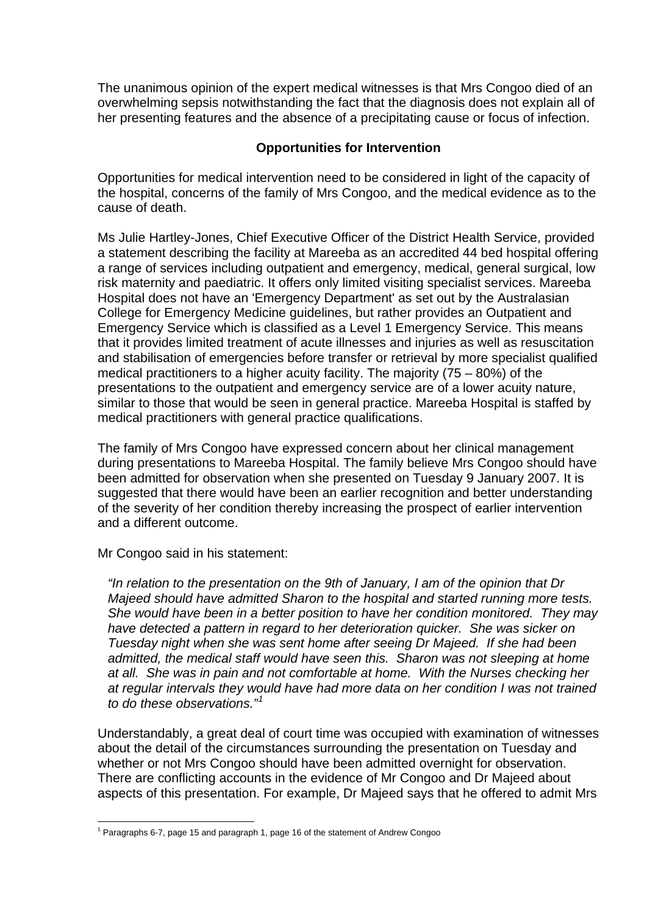The unanimous opinion of the expert medical witnesses is that Mrs Congoo died of an overwhelming sepsis notwithstanding the fact that the diagnosis does not explain all of her presenting features and the absence of a precipitating cause or focus of infection.

## Opportunities for Intervention

Opportunities for medical intervention need to be considered in light of the capacity of the hospital, concerns of the family of Mrs Congoo, and the medical evidence as to the cause of death.

Ms Julie Hartley-Jones, Chief Executive Officer of the District Health Service, provided a statement describing the facility at Mareeba as an accredited 44 bed hospital offering a range of services including outpatient and emergency, medical, general surgical, low risk maternity and paediatric. It offers only limited visiting specialist services. Mareeba Hospital does not have an 'Emergency Department' as set out by the Australasian College for Emergency Medicine guidelines, but rather provides an Outpatient and Emergency Service which is classified as a Level 1 Emergency Service. This means that it provides limited treatment of acute illnesses and injuries as well as resuscitation and stabilisation of emergencies before transfer or retrieval by more specialist qualified medical practitioners to a higher acuity facility. The majority (75 – 80%) of the presentations to the outpatient and emergency service are of a lower acuity nature, similar to those that would be seen in general practice. Mareeba Hospital is staffed by medical practitioners with general practice qualifications.

The family of Mrs Congoo have expressed concern about her clinical management during presentations to Mareeba Hospital. The family believe Mrs Congoo should have been admitted for observation when she presented on Tuesday 9 January 2007. It is suggested that there would have been an earlier recognition and better understanding of the severity of her condition thereby increasing the prospect of earlier intervention and a different outcome.

Mr Congoo said in his statement:

> *"In relation to the presentation on the 9th of January, I am of the opinion that Dr Majeed should have admitted Sharon to the hospital and started running more tests. She would have been in a better position to have her condition monitored. They may have detected a pattern in regard to her deterioration quicker. She was sicker on Tuesday night when she was sent home after seeing Dr Majeed. If she had been admitted, the medical staff would have seen this. Sharon was not sleeping at home at all. She was in pain and not comfortable at home. With the Nurses checking her at regular intervals they would have had more data on her condition I was not trained to do these observations."*[1]

Understandably, a great deal of court time was occupied with examination of witnesses about the detail of the circumstances surrounding the presentation on Tuesday and whether or not Mrs Congoo should have been admitted overnight for observation. There are conflicting accounts in the evidence of Mr Congoo and Dr Majeed about aspects of this presentation. For example, Dr Majeed says that he offered to admit Mrs

---

[1] Paragraphs 6-7, page 15 and paragraph 1, page 16 of the statement of Andrew Congoo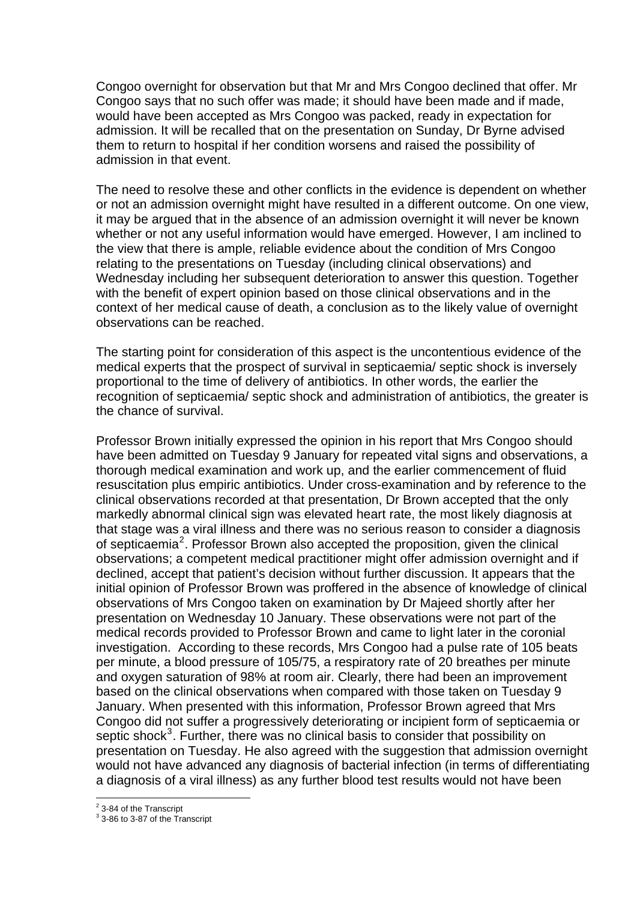Congoo overnight for observation but that Mr and Mrs Congoo declined that offer. Mr Congoo says that no such offer was made; it should have been made and if made, would have been accepted as Mrs Congoo was packed, ready in expectation for admission. It will be recalled that on the presentation on Sunday, Dr Byrne advised them to return to hospital if her condition worsens and raised the possibility of admission in that event.

The need to resolve these and other conflicts in the evidence is dependent on whether or not an admission overnight might have resulted in a different outcome. On one view, it may be argued that in the absence of an admission overnight it will never be known whether or not any useful information would have emerged. However, I am inclined to the view that there is ample, reliable evidence about the condition of Mrs Congoo relating to the presentations on Tuesday (including clinical observations) and Wednesday including her subsequent deterioration to answer this question. Together with the benefit of expert opinion based on those clinical observations and in the context of her medical cause of death, a conclusion as to the likely value of overnight observations can be reached.

The starting point for consideration of this aspect is the uncontentious evidence of the medical experts that the prospect of survival in septicaemia/ septic shock is inversely proportional to the time of delivery of antibiotics. In other words, the earlier the recognition of septicaemia/ septic shock and administration of antibiotics, the greater is the chance of survival.

Professor Brown initially expressed the opinion in his report that Mrs Congoo should have been admitted on Tuesday 9 January for repeated vital signs and observations, a thorough medical examination and work up, and the earlier commencement of fluid resuscitation plus empiric antibiotics. Under cross-examination and by reference to the clinical observations recorded at that presentation, Dr Brown accepted that the only markedly abnormal clinical sign was elevated heart rate, the most likely diagnosis at that stage was a viral illness and there was no serious reason to consider a diagnosis of septicaemia[2]. Professor Brown also accepted the proposition, given the clinical observations; a competent medical practitioner might offer admission overnight and if declined, accept that patient's decision without further discussion. It appears that the initial opinion of Professor Brown was proffered in the absence of knowledge of clinical observations of Mrs Congoo taken on examination by Dr Majeed shortly after her presentation on Wednesday 10 January. These observations were not part of the medical records provided to Professor Brown and came to light later in the coronial investigation. According to these records, Mrs Congoo had a pulse rate of 105 beats per minute, a blood pressure of 105/75, a respiratory rate of 20 breathes per minute and oxygen saturation of 98% at room air. Clearly, there had been an improvement based on the clinical observations when compared with those taken on Tuesday 9 January. When presented with this information, Professor Brown agreed that Mrs Congoo did not suffer a progressively deteriorating or incipient form of septicaemia or septic shock[3]. Further, there was no clinical basis to consider that possibility on presentation on Tuesday. He also agreed with the suggestion that admission overnight would not have advanced any diagnosis of bacterial infection (in terms of differentiating a diagnosis of a viral illness) as any further blood test results would not have been

[2] 3-84 of the Transcript
[3] 3-86 to 3-87 of the Transcript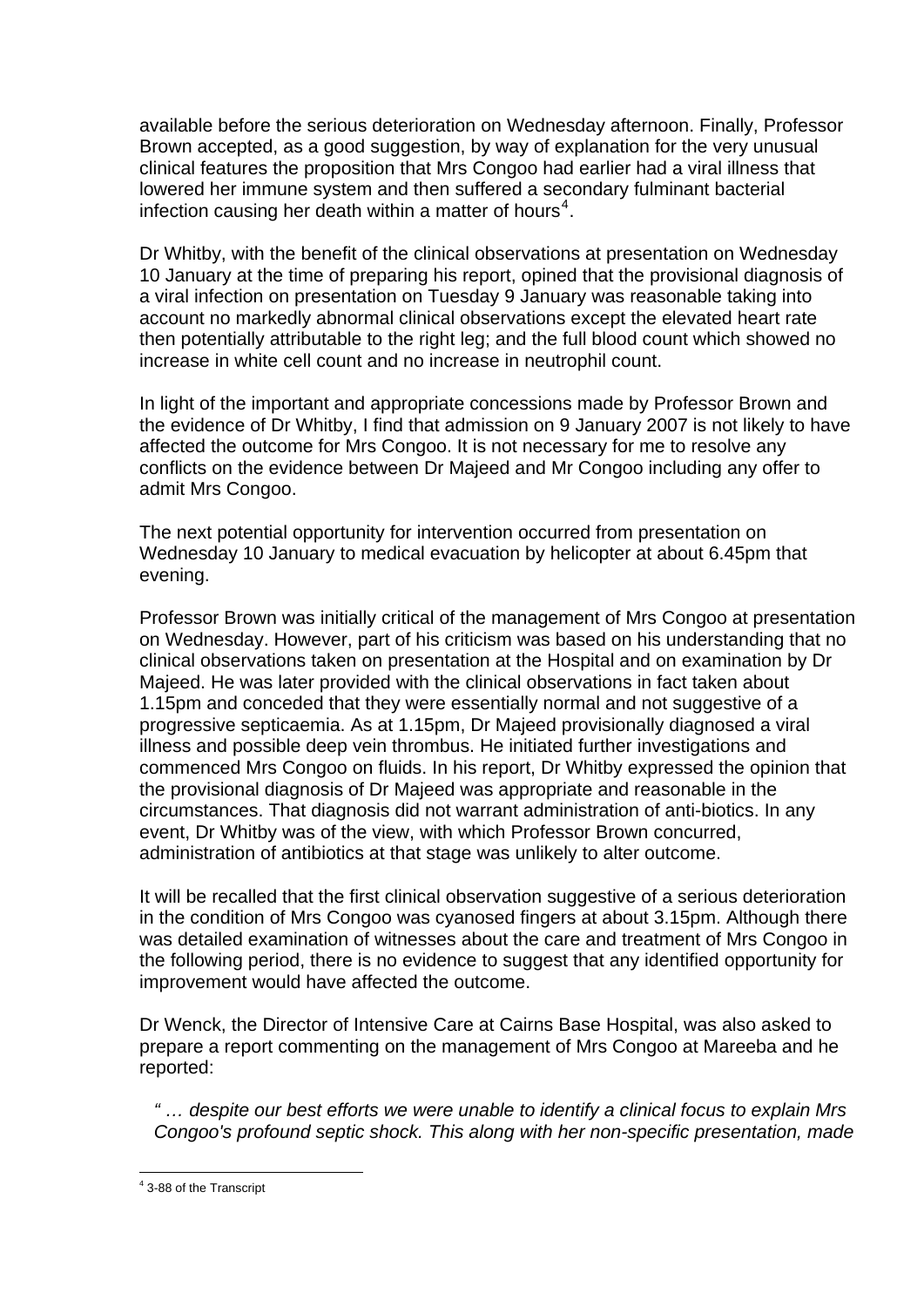available before the serious deterioration on Wednesday afternoon. Finally, Professor Brown accepted, as a good suggestion, by way of explanation for the very unusual clinical features the proposition that Mrs Congoo had earlier had a viral illness that lowered her immune system and then suffered a secondary fulminant bacterial infection causing her death within a matter of hours[4].

Dr Whitby, with the benefit of the clinical observations at presentation on Wednesday 10 January at the time of preparing his report, opined that the provisional diagnosis of a viral infection on presentation on Tuesday 9 January was reasonable taking into account no markedly abnormal clinical observations except the elevated heart rate then potentially attributable to the right leg; and the full blood count which showed no increase in white cell count and no increase in neutrophil count.

In light of the important and appropriate concessions made by Professor Brown and the evidence of Dr Whitby, I find that admission on 9 January 2007 is not likely to have affected the outcome for Mrs Congoo. It is not necessary for me to resolve any conflicts on the evidence between Dr Majeed and Mr Congoo including any offer to admit Mrs Congoo.

The next potential opportunity for intervention occurred from presentation on Wednesday 10 January to medical evacuation by helicopter at about 6.45pm that evening.

Professor Brown was initially critical of the management of Mrs Congoo at presentation on Wednesday. However, part of his criticism was based on his understanding that no clinical observations taken on presentation at the Hospital and on examination by Dr Majeed. He was later provided with the clinical observations in fact taken about 1.15pm and conceded that they were essentially normal and not suggestive of a progressive septicaemia. As at 1.15pm, Dr Majeed provisionally diagnosed a viral illness and possible deep vein thrombus. He initiated further investigations and commenced Mrs Congoo on fluids. In his report, Dr Whitby expressed the opinion that the provisional diagnosis of Dr Majeed was appropriate and reasonable in the circumstances. That diagnosis did not warrant administration of anti-biotics. In any event, Dr Whitby was of the view, with which Professor Brown concurred, administration of antibiotics at that stage was unlikely to alter outcome.

It will be recalled that the first clinical observation suggestive of a serious deterioration in the condition of Mrs Congoo was cyanosed fingers at about 3.15pm. Although there was detailed examination of witnesses about the care and treatment of Mrs Congoo in the following period, there is no evidence to suggest that any identified opportunity for improvement would have affected the outcome.

Dr Wenck, the Director of Intensive Care at Cairns Base Hospital, was also asked to prepare a report commenting on the management of Mrs Congoo at Mareeba and he reported:

> *" … despite our best efforts we were unable to identify a clinical focus to explain Mrs Congoo's profound septic shock. This along with her non-specific presentation, made*

[4] 3-88 of the Transcript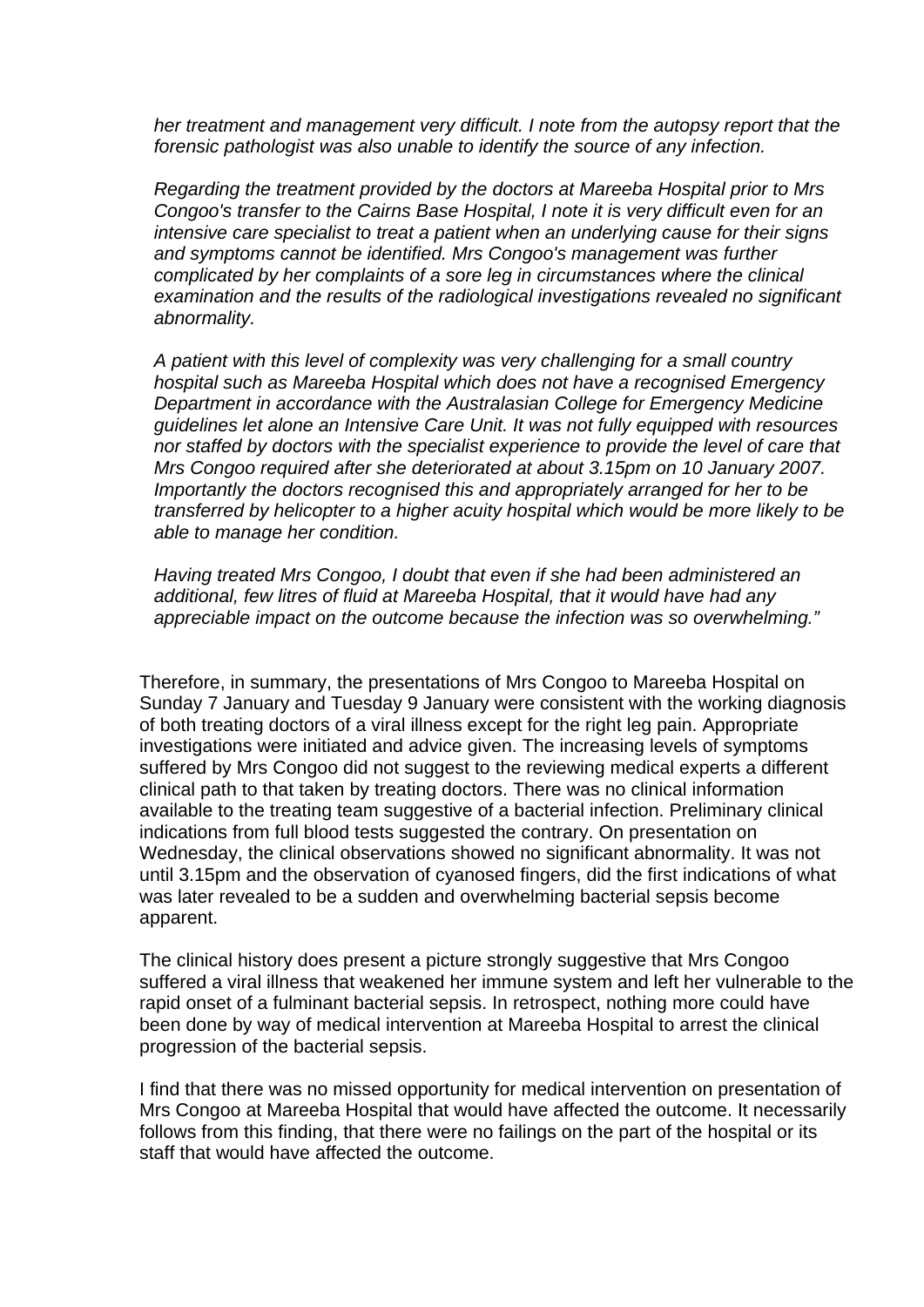*her treatment and management very difficult. I note from the autopsy report that the forensic pathologist was also unable to identify the source of any infection.*

*Regarding the treatment provided by the doctors at Mareeba Hospital prior to Mrs Congoo's transfer to the Cairns Base Hospital, I note it is very difficult even for an intensive care specialist to treat a patient when an underlying cause for their signs and symptoms cannot be identified. Mrs Congoo's management was further complicated by her complaints of a sore leg in circumstances where the clinical examination and the results of the radiological investigations revealed no significant abnormality.*

*A patient with this level of complexity was very challenging for a small country hospital such as Mareeba Hospital which does not have a recognised Emergency Department in accordance with the Australasian College for Emergency Medicine guidelines let alone an Intensive Care Unit. It was not fully equipped with resources nor staffed by doctors with the specialist experience to provide the level of care that Mrs Congoo required after she deteriorated at about 3.15pm on 10 January 2007. Importantly the doctors recognised this and appropriately arranged for her to be transferred by helicopter to a higher acuity hospital which would be more likely to be able to manage her condition.*

*Having treated Mrs Congoo, I doubt that even if she had been administered an additional, few litres of fluid at Mareeba Hospital, that it would have had any appreciable impact on the outcome because the infection was so overwhelming."*

Therefore, in summary, the presentations of Mrs Congoo to Mareeba Hospital on Sunday 7 January and Tuesday 9 January were consistent with the working diagnosis of both treating doctors of a viral illness except for the right leg pain. Appropriate investigations were initiated and advice given. The increasing levels of symptoms suffered by Mrs Congoo did not suggest to the reviewing medical experts a different clinical path to that taken by treating doctors. There was no clinical information available to the treating team suggestive of a bacterial infection. Preliminary clinical indications from full blood tests suggested the contrary. On presentation on Wednesday, the clinical observations showed no significant abnormality. It was not until 3.15pm and the observation of cyanosed fingers, did the first indications of what was later revealed to be a sudden and overwhelming bacterial sepsis become apparent.

The clinical history does present a picture strongly suggestive that Mrs Congoo suffered a viral illness that weakened her immune system and left her vulnerable to the rapid onset of a fulminant bacterial sepsis. In retrospect, nothing more could have been done by way of medical intervention at Mareeba Hospital to arrest the clinical progression of the bacterial sepsis.

I find that there was no missed opportunity for medical intervention on presentation of Mrs Congoo at Mareeba Hospital that would have affected the outcome. It necessarily follows from this finding, that there were no failings on the part of the hospital or its staff that would have affected the outcome.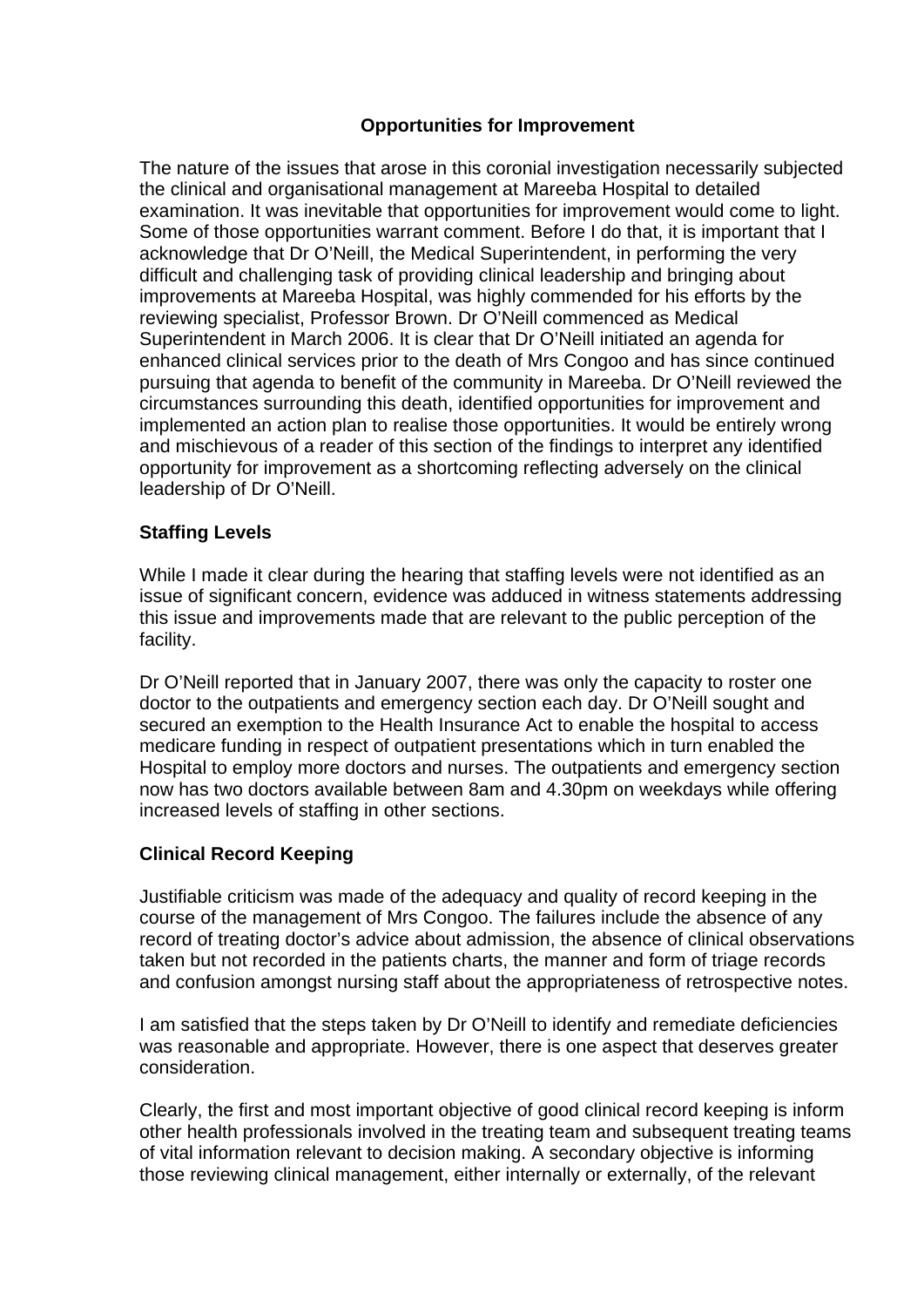## Opportunities for Improvement

The nature of the issues that arose in this coronial investigation necessarily subjected the clinical and organisational management at Mareeba Hospital to detailed examination. It was inevitable that opportunities for improvement would come to light. Some of those opportunities warrant comment. Before I do that, it is important that I acknowledge that Dr O'Neill, the Medical Superintendent, in performing the very difficult and challenging task of providing clinical leadership and bringing about improvements at Mareeba Hospital, was highly commended for his efforts by the reviewing specialist, Professor Brown. Dr O'Neill commenced as Medical Superintendent in March 2006. It is clear that Dr O'Neill initiated an agenda for enhanced clinical services prior to the death of Mrs Congoo and has since continued pursuing that agenda to benefit of the community in Mareeba. Dr O'Neill reviewed the circumstances surrounding this death, identified opportunities for improvement and implemented an action plan to realise those opportunities. It would be entirely wrong and mischievous of a reader of this section of the findings to interpret any identified opportunity for improvement as a shortcoming reflecting adversely on the clinical leadership of Dr O'Neill.

### Staffing Levels

While I made it clear during the hearing that staffing levels were not identified as an issue of significant concern, evidence was adduced in witness statements addressing this issue and improvements made that are relevant to the public perception of the facility.

Dr O'Neill reported that in January 2007, there was only the capacity to roster one doctor to the outpatients and emergency section each day. Dr O'Neill sought and secured an exemption to the Health Insurance Act to enable the hospital to access medicare funding in respect of outpatient presentations which in turn enabled the Hospital to employ more doctors and nurses. The outpatients and emergency section now has two doctors available between 8am and 4.30pm on weekdays while offering increased levels of staffing in other sections.

### Clinical Record Keeping

Justifiable criticism was made of the adequacy and quality of record keeping in the course of the management of Mrs Congoo. The failures include the absence of any record of treating doctor's advice about admission, the absence of clinical observations taken but not recorded in the patients charts, the manner and form of triage records and confusion amongst nursing staff about the appropriateness of retrospective notes.

I am satisfied that the steps taken by Dr O'Neill to identify and remediate deficiencies was reasonable and appropriate. However, there is one aspect that deserves greater consideration.

Clearly, the first and most important objective of good clinical record keeping is inform other health professionals involved in the treating team and subsequent treating teams of vital information relevant to decision making. A secondary objective is informing those reviewing clinical management, either internally or externally, of the relevant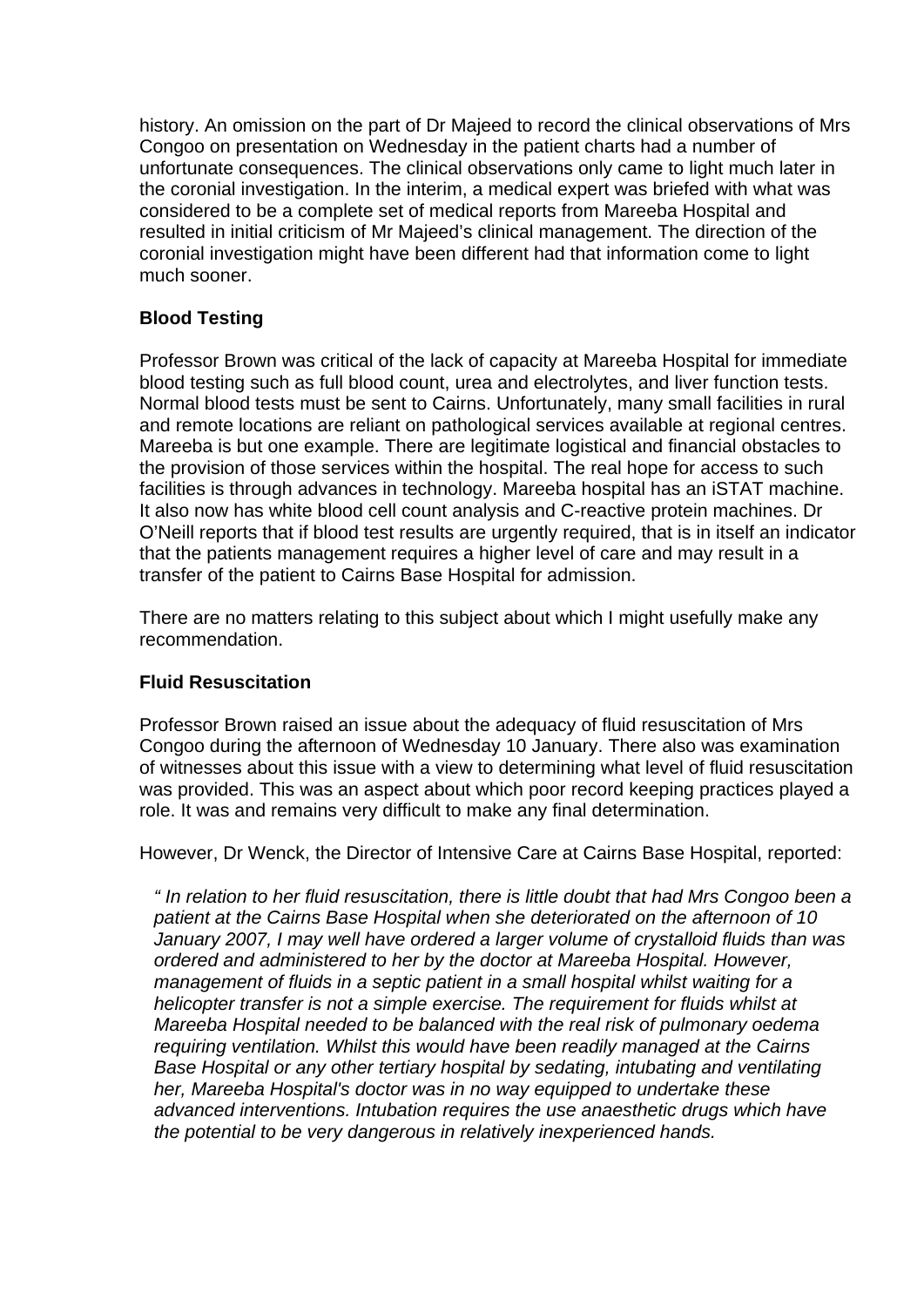history. An omission on the part of Dr Majeed to record the clinical observations of Mrs Congoo on presentation on Wednesday in the patient charts had a number of unfortunate consequences. The clinical observations only came to light much later in the coronial investigation. In the interim, a medical expert was briefed with what was considered to be a complete set of medical reports from Mareeba Hospital and resulted in initial criticism of Mr Majeed's clinical management. The direction of the coronial investigation might have been different had that information come to light much sooner.

**Blood Testing**

Professor Brown was critical of the lack of capacity at Mareeba Hospital for immediate blood testing such as full blood count, urea and electrolytes, and liver function tests. Normal blood tests must be sent to Cairns. Unfortunately, many small facilities in rural and remote locations are reliant on pathological services available at regional centres. Mareeba is but one example. There are legitimate logistical and financial obstacles to the provision of those services within the hospital. The real hope for access to such facilities is through advances in technology. Mareeba hospital has an iSTAT machine. It also now has white blood cell count analysis and C-reactive protein machines. Dr O'Neill reports that if blood test results are urgently required, that is in itself an indicator that the patients management requires a higher level of care and may result in a transfer of the patient to Cairns Base Hospital for admission.

There are no matters relating to this subject about which I might usefully make any recommendation.

**Fluid Resuscitation**

Professor Brown raised an issue about the adequacy of fluid resuscitation of Mrs Congoo during the afternoon of Wednesday 10 January. There also was examination of witnesses about this issue with a view to determining what level of fluid resuscitation was provided. This was an aspect about which poor record keeping practices played a role. It was and remains very difficult to make any final determination.

However, Dr Wenck, the Director of Intensive Care at Cairns Base Hospital, reported:

*" In relation to her fluid resuscitation, there is little doubt that had Mrs Congoo been a patient at the Cairns Base Hospital when she deteriorated on the afternoon of 10 January 2007, I may well have ordered a larger volume of crystalloid fluids than was ordered and administered to her by the doctor at Mareeba Hospital. However, management of fluids in a septic patient in a small hospital whilst waiting for a helicopter transfer is not a simple exercise. The requirement for fluids whilst at Mareeba Hospital needed to be balanced with the real risk of pulmonary oedema requiring ventilation. Whilst this would have been readily managed at the Cairns Base Hospital or any other tertiary hospital by sedating, intubating and ventilating her, Mareeba Hospital's doctor was in no way equipped to undertake these advanced interventions. Intubation requires the use anaesthetic drugs which have the potential to be very dangerous in relatively inexperienced hands.*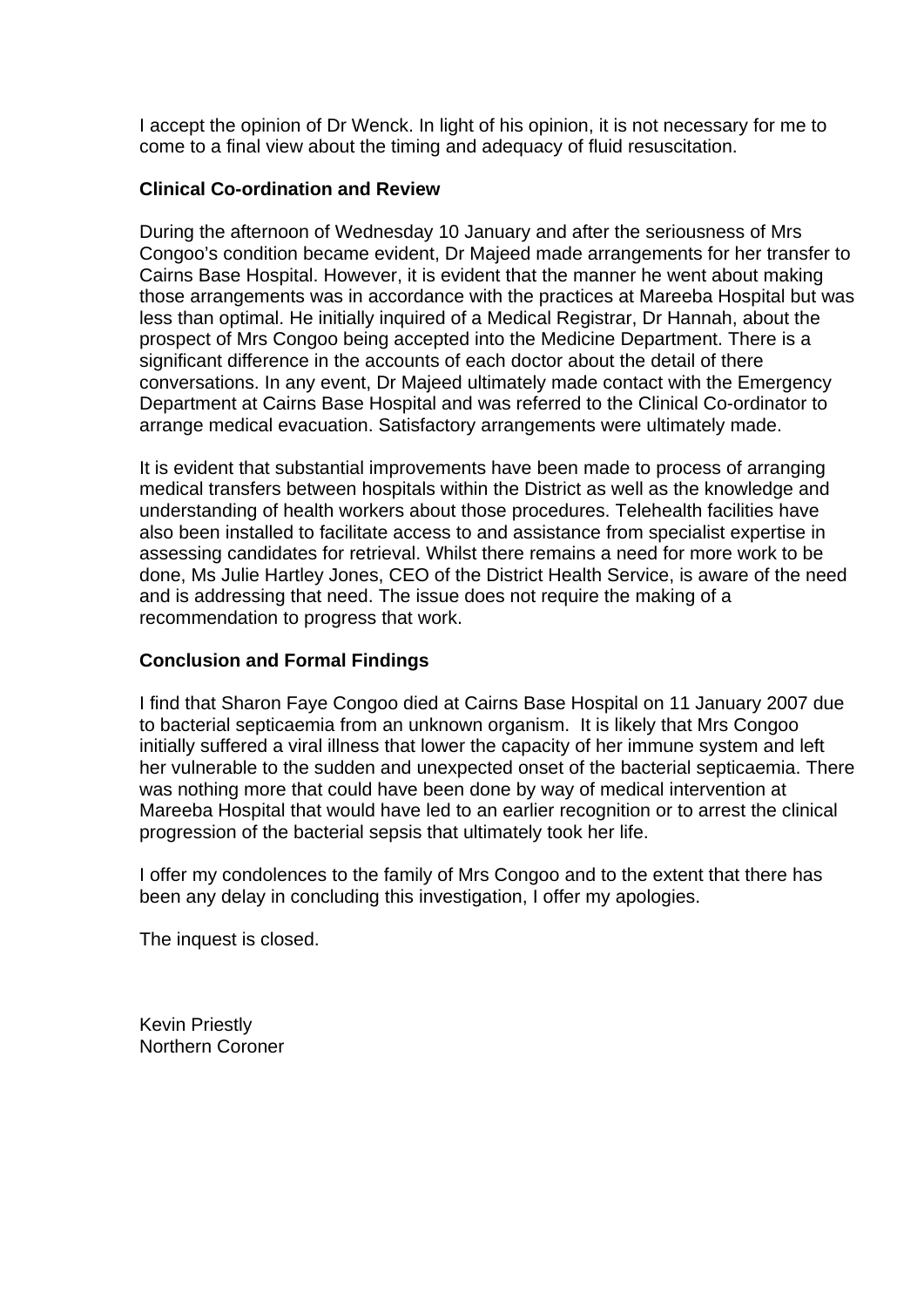I accept the opinion of Dr Wenck. In light of his opinion, it is not necessary for me to come to a final view about the timing and adequacy of fluid resuscitation.

**Clinical Co-ordination and Review**

During the afternoon of Wednesday 10 January and after the seriousness of Mrs Congoo's condition became evident, Dr Majeed made arrangements for her transfer to Cairns Base Hospital. However, it is evident that the manner he went about making those arrangements was in accordance with the practices at Mareeba Hospital but was less than optimal. He initially inquired of a Medical Registrar, Dr Hannah, about the prospect of Mrs Congoo being accepted into the Medicine Department. There is a significant difference in the accounts of each doctor about the detail of there conversations. In any event, Dr Majeed ultimately made contact with the Emergency Department at Cairns Base Hospital and was referred to the Clinical Co-ordinator to arrange medical evacuation. Satisfactory arrangements were ultimately made.

It is evident that substantial improvements have been made to process of arranging medical transfers between hospitals within the District as well as the knowledge and understanding of health workers about those procedures. Telehealth facilities have also been installed to facilitate access to and assistance from specialist expertise in assessing candidates for retrieval. Whilst there remains a need for more work to be done, Ms Julie Hartley Jones, CEO of the District Health Service, is aware of the need and is addressing that need. The issue does not require the making of a recommendation to progress that work.

**Conclusion and Formal Findings**

I find that Sharon Faye Congoo died at Cairns Base Hospital on 11 January 2007 due to bacterial septicaemia from an unknown organism. It is likely that Mrs Congoo initially suffered a viral illness that lower the capacity of her immune system and left her vulnerable to the sudden and unexpected onset of the bacterial septicaemia. There was nothing more that could have been done by way of medical intervention at Mareeba Hospital that would have led to an earlier recognition or to arrest the clinical progression of the bacterial sepsis that ultimately took her life.

I offer my condolences to the family of Mrs Congoo and to the extent that there has been any delay in concluding this investigation, I offer my apologies.

The inquest is closed.

Kevin Priestly
Northern Coroner